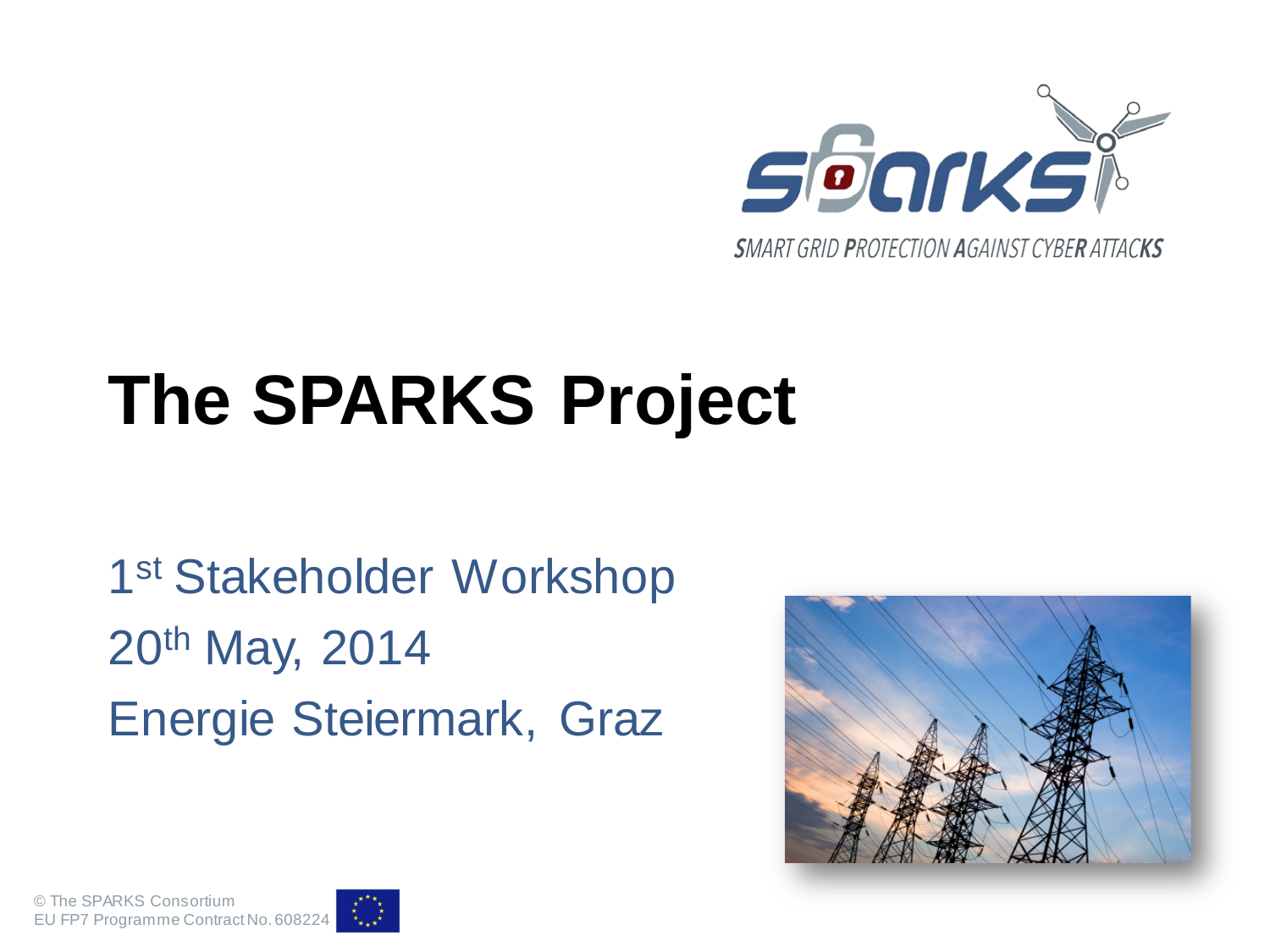SMART GRID PROTECTION AGAINST CYBER ATTACKS

# The SPARKS Project

1st Stakeholder Workshop

20th May, 2014

Energie Steiermark, Graz

© The SPARKS Consortium
EU FP7 Programme Contract No. 608224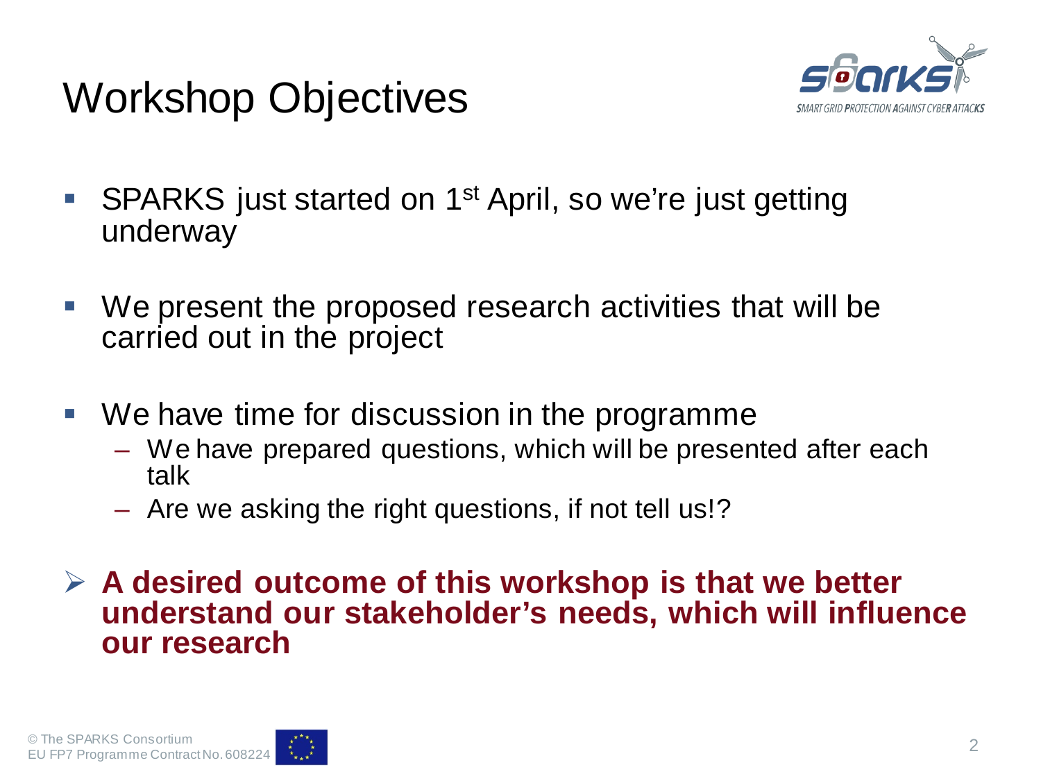# Workshop Objectives

- SPARKS just started on 1st April, so we're just getting underway
- We present the proposed research activities that will be carried out in the project
- We have time for discussion in the programme
  - We have prepared questions, which will be presented after each talk
  - Are we asking the right questions, if not tell us!?

> **A desired outcome of this workshop is that we better understand our stakeholder's needs, which will influence our research**

© The SPARKS Consortium
EU FP7 Programme Contract No. 608224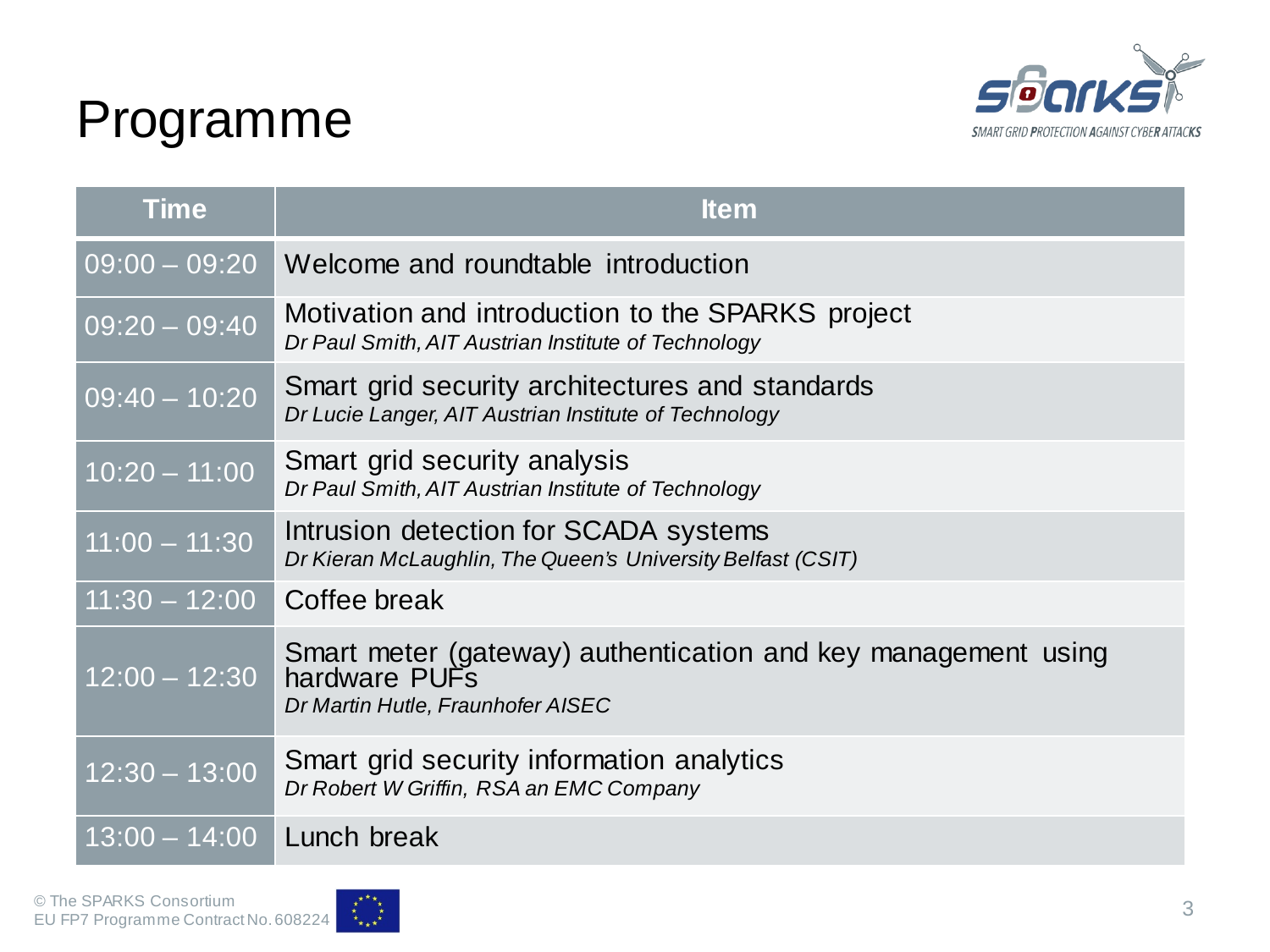# Programme

| Time | Item |
|---|---|
| 09:00 – 09:20 | Welcome and roundtable introduction |
| 09:20 – 09:40 | Motivation and introduction to the SPARKS project<br>*Dr Paul Smith, AIT Austrian Institute of Technology* |
| 09:40 – 10:20 | Smart grid security architectures and standards<br>*Dr Lucie Langer, AIT Austrian Institute of Technology* |
| 10:20 – 11:00 | Smart grid security analysis<br>*Dr Paul Smith, AIT Austrian Institute of Technology* |
| 11:00 – 11:30 | Intrusion detection for SCADA systems<br>*Dr Kieran McLaughlin, The Queen's University Belfast (CSIT)* |
| 11:30 – 12:00 | Coffee break |
| 12:00 – 12:30 | Smart meter (gateway) authentication and key management using hardware PUFs<br>*Dr Martin Hutle, Fraunhofer AISEC* |
| 12:30 – 13:00 | Smart grid security information analytics<br>*Dr Robert W Griffin, RSA an EMC Company* |
| 13:00 – 14:00 | Lunch break |

© The SPARKS Consortium
EU FP7 Programme Contract No. 608224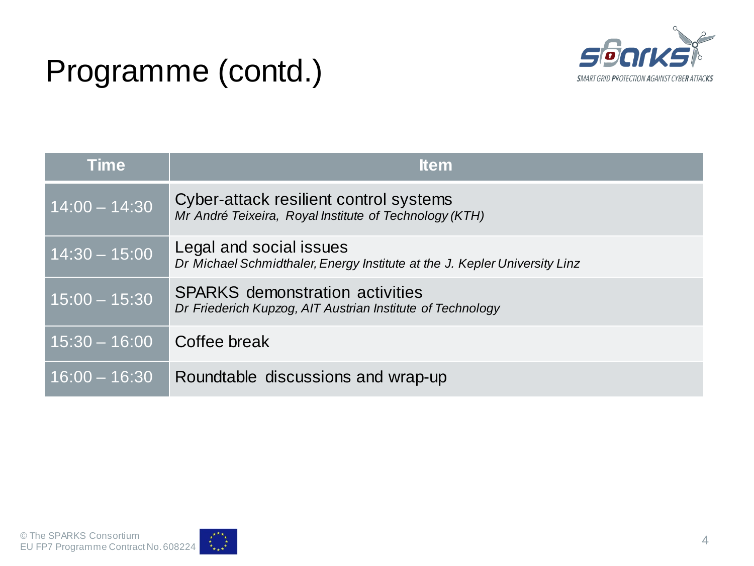# Programme (contd.)

| Time | Item |
|---|---|
| 14:00 – 14:30 | Cyber-attack resilient control systems<br>*Mr André Teixeira, Royal Institute of Technology (KTH)* |
| 14:30 – 15:00 | Legal and social issues<br>*Dr Michael Schmidthaler, Energy Institute at the J. Kepler University Linz* |
| 15:00 – 15:30 | SPARKS demonstration activities<br>*Dr Friederich Kupzog, AIT Austrian Institute of Technology* |
| 15:30 – 16:00 | Coffee break |
| 16:00 – 16:30 | Roundtable discussions and wrap-up |

© The SPARKS Consortium
EU FP7 Programme Contract No. 608224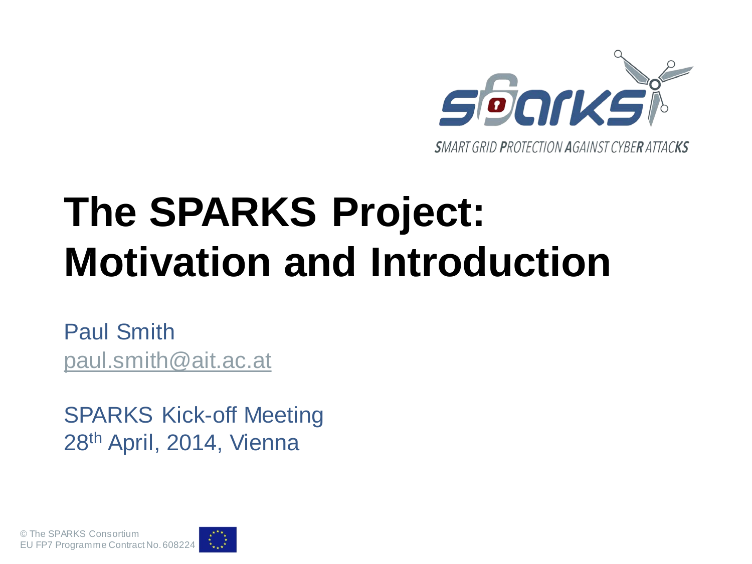SMART GRID PROTECTION AGAINST CYBER ATTACKS

# The SPARKS Project: Motivation and Introduction

Paul Smith
paul.smith@ait.ac.at

SPARKS Kick-off Meeting
28th April, 2014, Vienna

© The SPARKS Consortium
EU FP7 Programme Contract No. 608224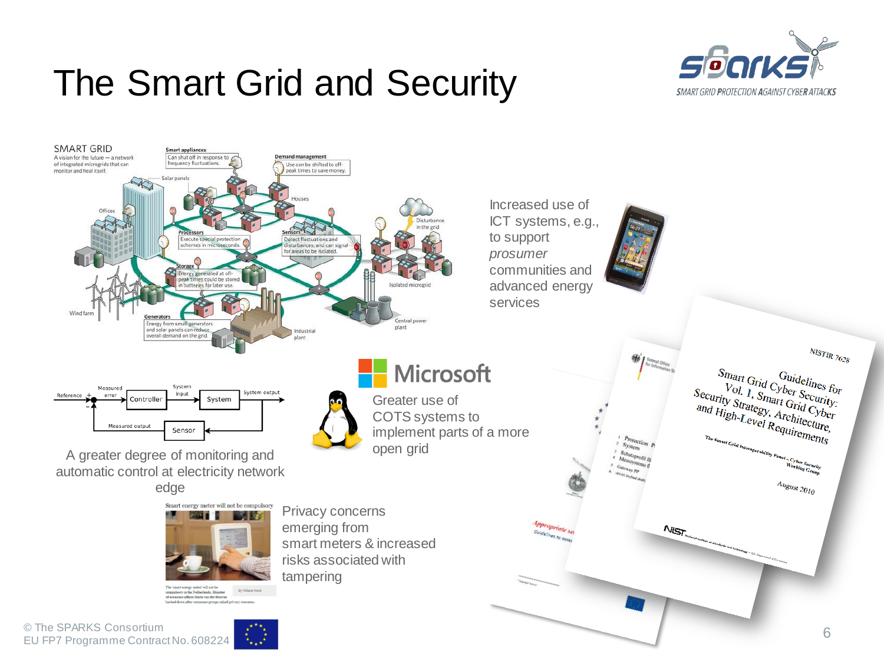# The Smart Grid and Security

Increased use of ICT systems, e.g., to support *prosumer* communities and advanced energy services

A greater degree of monitoring and automatic control at electricity network edge

Greater use of COTS systems to implement parts of a more open grid

Privacy concerns emerging from smart meters & increased risks associated with tampering

© The SPARKS Consortium
EU FP7 Programme Contract No. 608224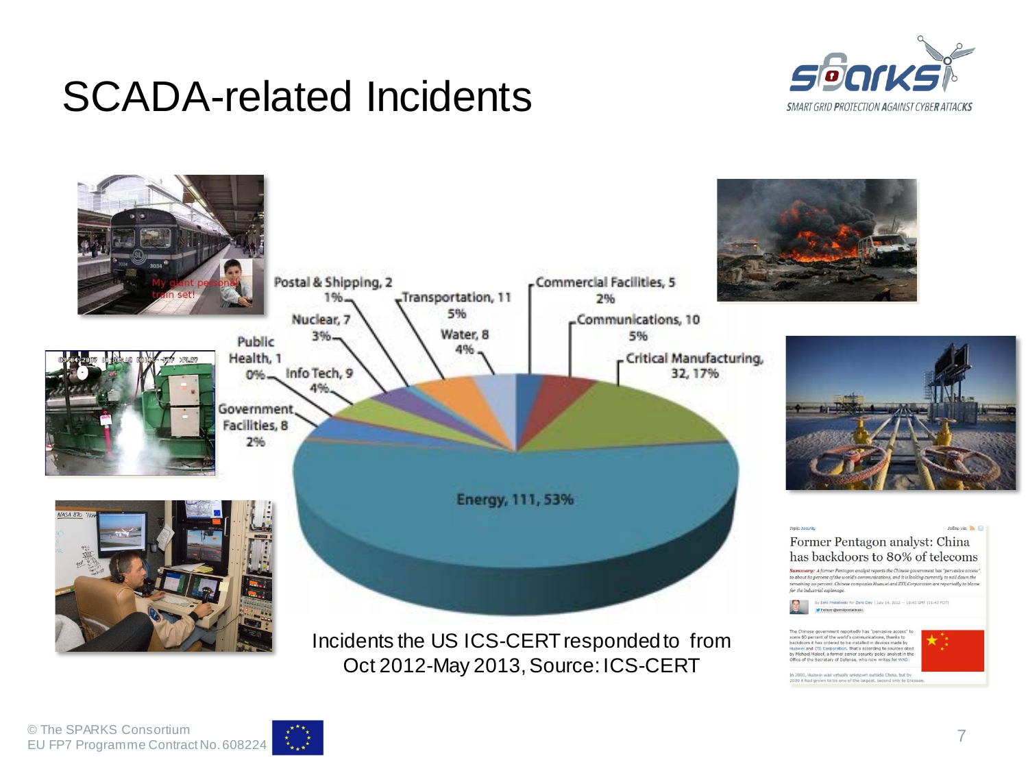# SCADA-related Incidents

Postal & Shipping, 2 1%

Transportation, 11 5%

Commercial Facilities, 5 2%

Nuclear, 7 3%

Water, 8 4%

Communications, 10 5%

Public Health, 1 0%

Info Tech, 9 4%

Critical Manufacturing, 32, 17%

Government Facilities, 8 2%

Energy, 111, 53%

Incidents the US ICS-CERT responded to from Oct 2012-May 2013, Source: ICS-CERT

© The SPARKS Consortium
EU FP7 Programme Contract No. 608224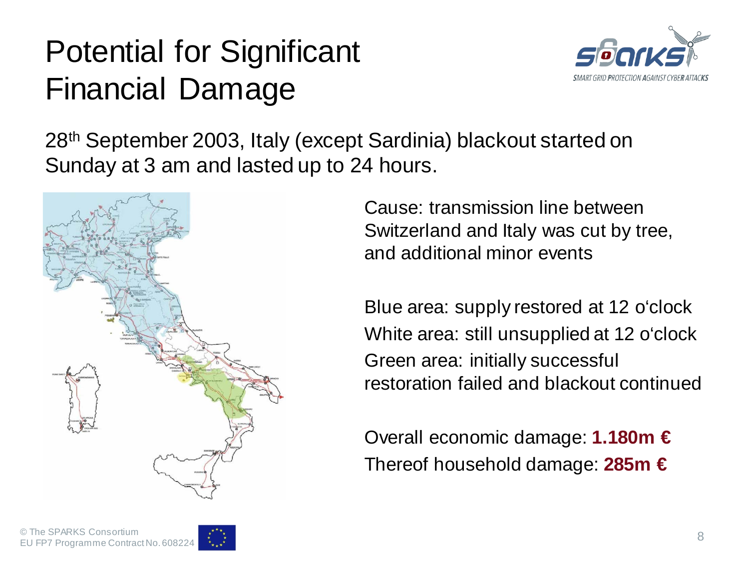# Potential for Significant Financial Damage

28th September 2003, Italy (except Sardinia) blackout started on Sunday at 3 am and lasted up to 24 hours.

Cause: transmission line between Switzerland and Italy was cut by tree, and additional minor events

Blue area: supply restored at 12 o'clock

White area: still unsupplied at 12 o'clock

Green area: initially successful restoration failed and blackout continued

Overall economic damage: **1.180m €**

Thereof household damage: **285m €**

© The SPARKS Consortium
EU FP7 Programme Contract No. 608224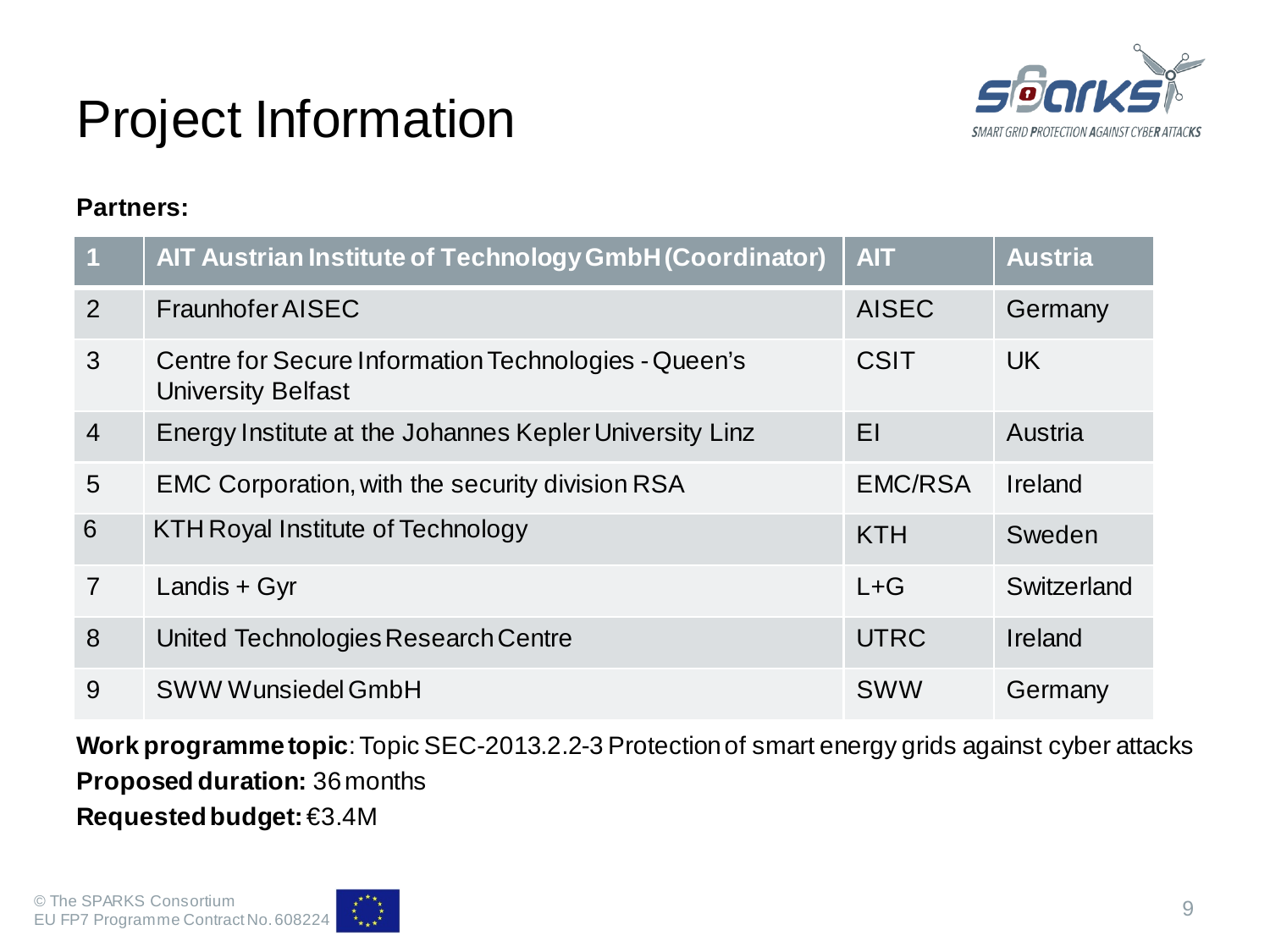# Project Information

**Partners:**

| 1 | AIT Austrian Institute of Technology GmbH (Coordinator) | AIT | Austria |
|---|---|---|---|
| 2 | Fraunhofer AISEC | AISEC | Germany |
| 3 | Centre for Secure Information Technologies - Queen's University Belfast | CSIT | UK |
| 4 | Energy Institute at the Johannes Kepler University Linz | EI | Austria |
| 5 | EMC Corporation, with the security division RSA | EMC/RSA | Ireland |
| 6 | KTH Royal Institute of Technology | KTH | Sweden |
| 7 | Landis + Gyr | L+G | Switzerland |
| 8 | United Technologies Research Centre | UTRC | Ireland |
| 9 | SWW Wunsiedel GmbH | SWW | Germany |

**Work programme topic**: Topic SEC-2013.2.2-3 Protection of smart energy grids against cyber attacks

**Proposed duration:** 36 months

**Requested budget:** €3.4M

© The SPARKS Consortium
EU FP7 Programme Contract No. 608224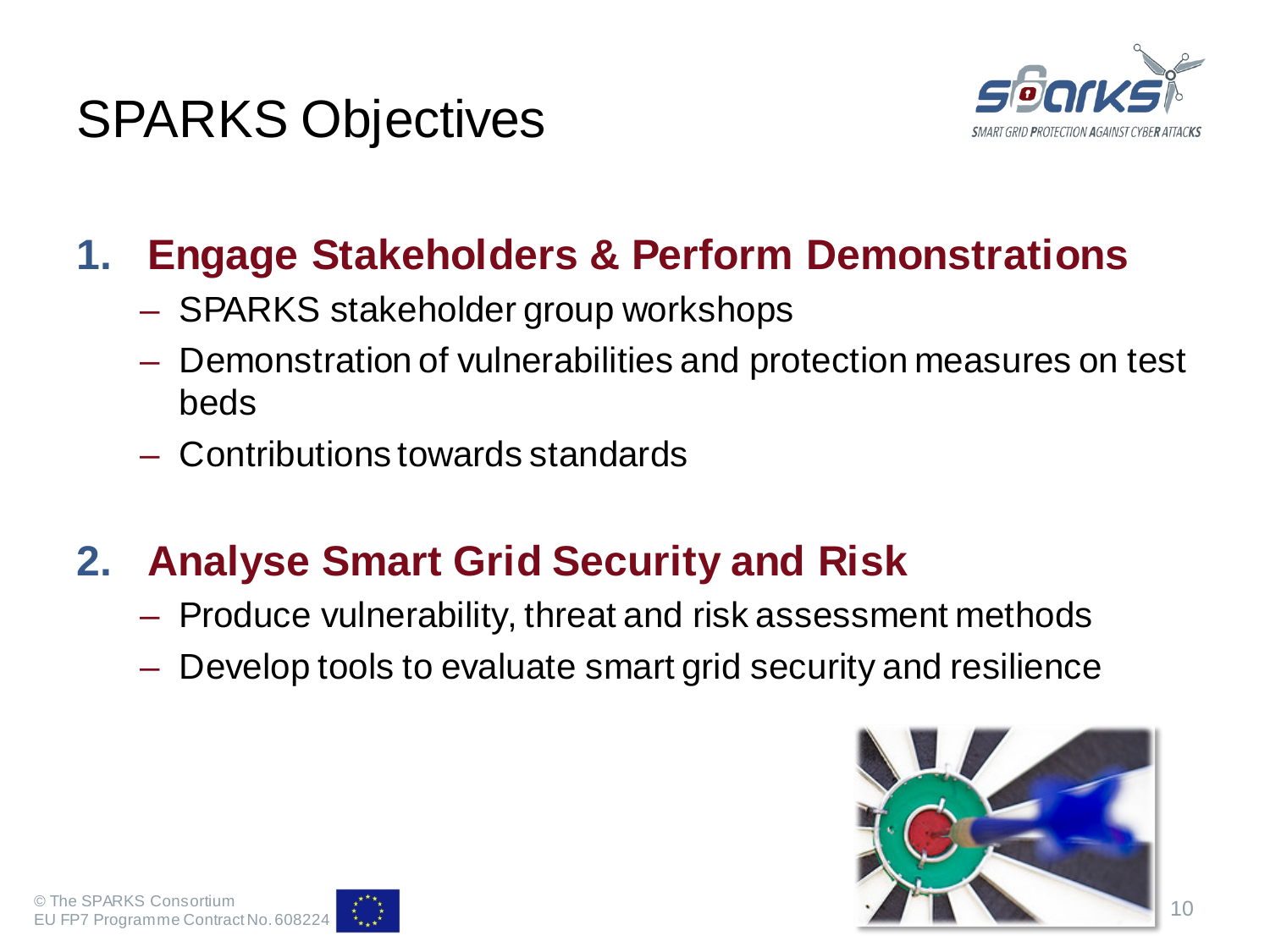# SPARKS Objectives

1. **Engage Stakeholders & Perform Demonstrations**
   - SPARKS stakeholder group workshops
   - Demonstration of vulnerabilities and protection measures on test beds
   - Contributions towards standards

2. **Analyse Smart Grid Security and Risk**
   - Produce vulnerability, threat and risk assessment methods
   - Develop tools to evaluate smart grid security and resilience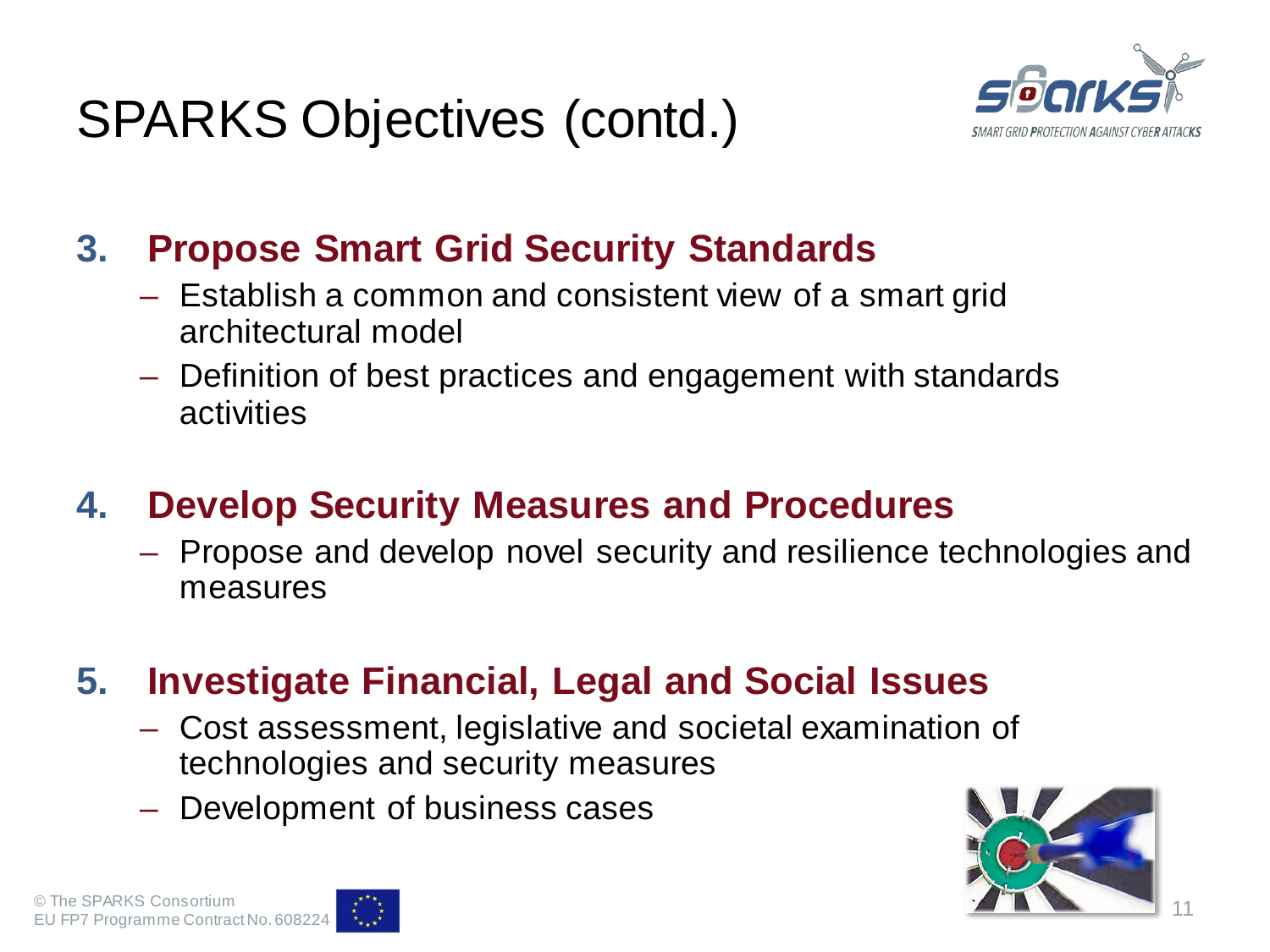# SPARKS Objectives (contd.)

3. **Propose Smart Grid Security Standards**
   - Establish a common and consistent view of a smart grid architectural model
   - Definition of best practices and engagement with standards activities

4. **Develop Security Measures and Procedures**
   - Propose and develop novel security and resilience technologies and measures

5. **Investigate Financial, Legal and Social Issues**
   - Cost assessment, legislative and societal examination of technologies and security measures
   - Development of business cases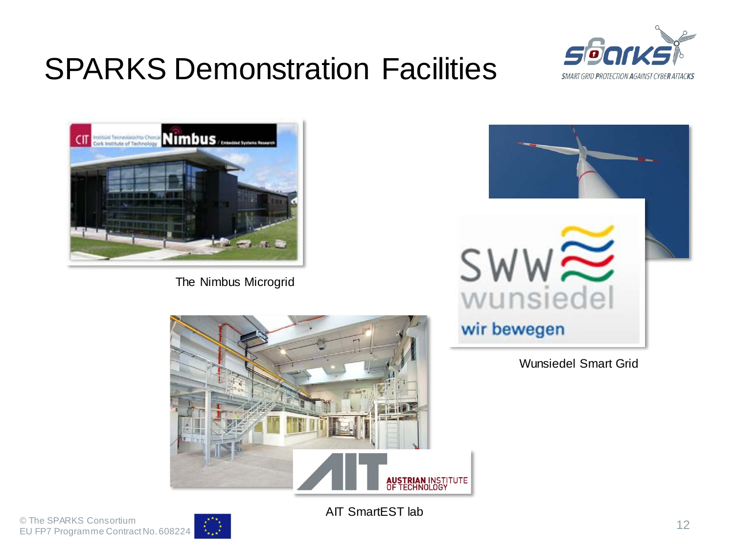# SPARKS Demonstration Facilities

The Nimbus Microgrid

Wunsiedel Smart Grid

AIT SmartEST lab

© The SPARKS Consortium
EU FP7 Programme Contract No. 608224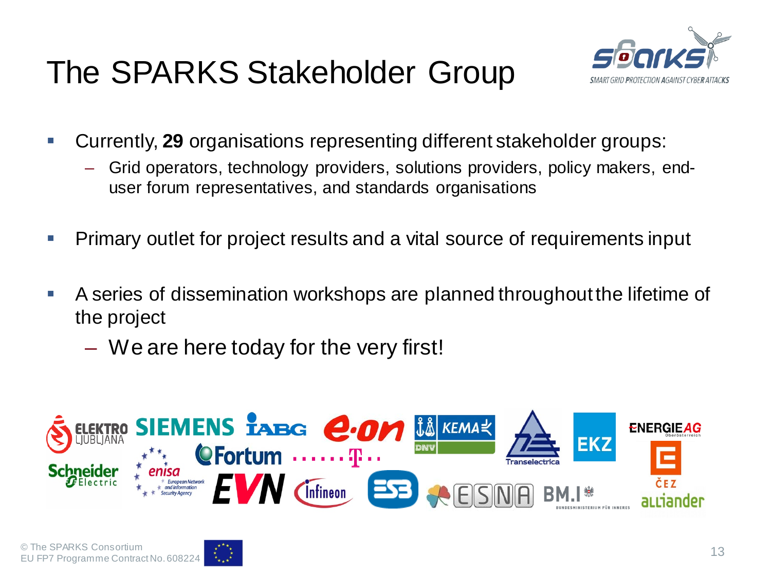# The SPARKS Stakeholder Group

- Currently, **29** organisations representing different stakeholder groups:
  - Grid operators, technology providers, solutions providers, policy makers, end-user forum representatives, and standards organisations
- Primary outlet for project results and a vital source of requirements input
- A series of dissemination workshops are planned throughout the lifetime of the project
  - We are here today for the very first!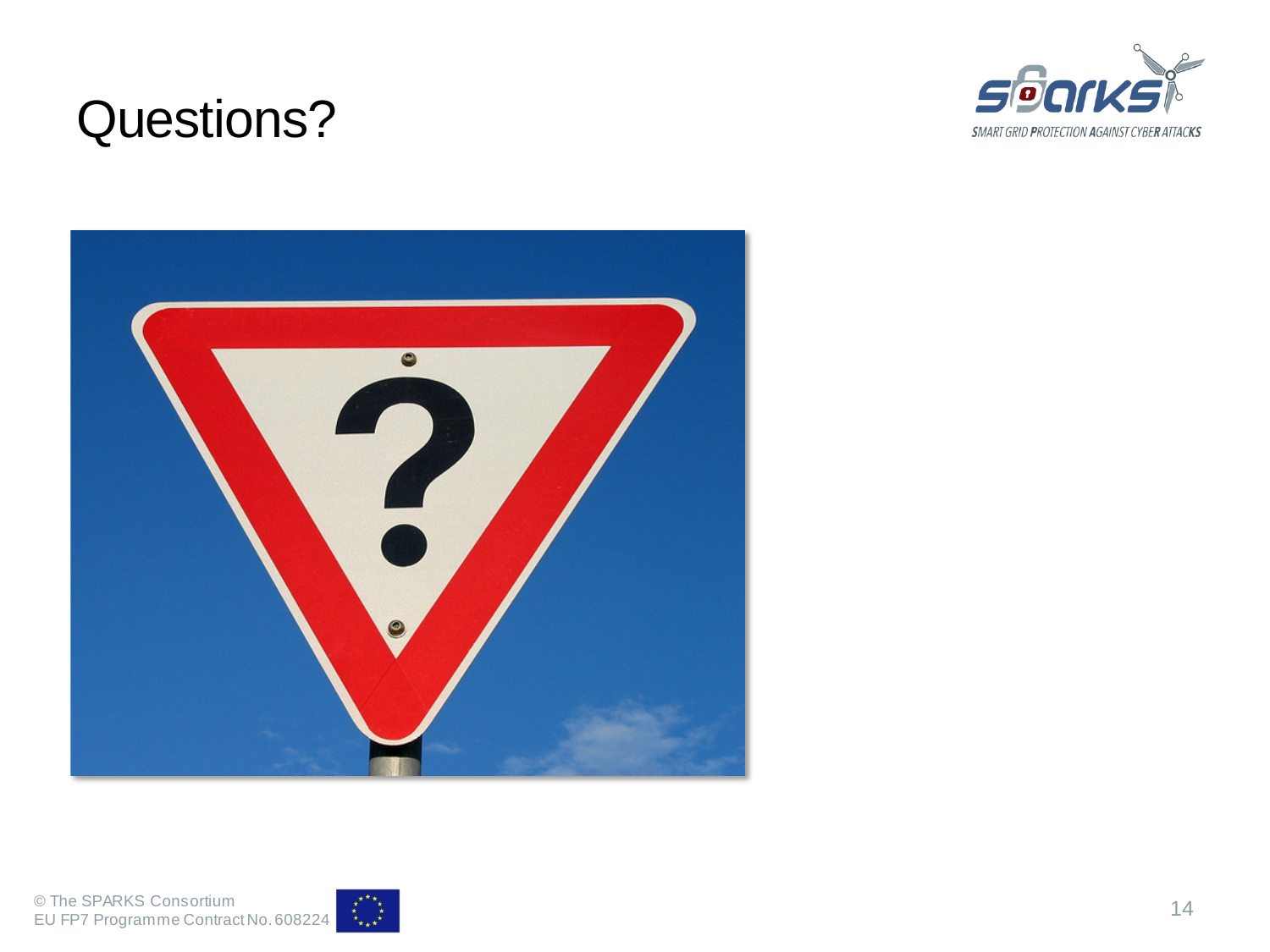# Questions?

© The SPARKS Consortium
EU FP7 Programme Contract No. 608224